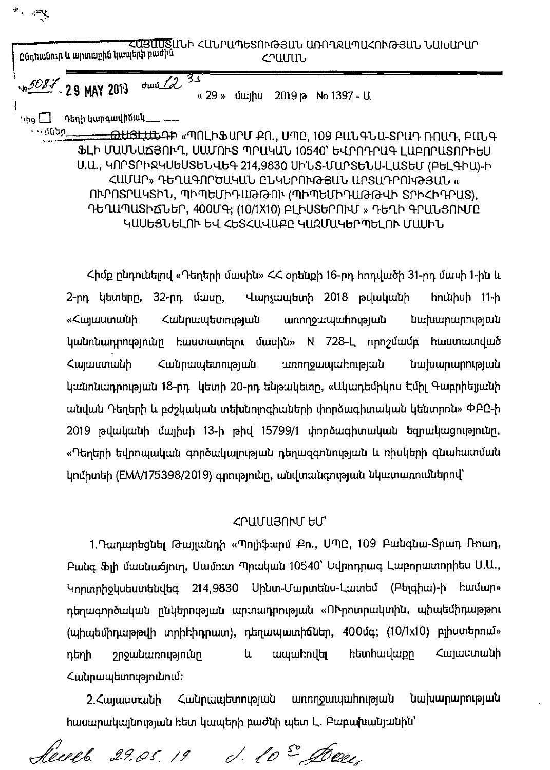Ընդհանուր և արտաքին կապերի բաժին

№ 5087 29 MAY 2019 ժամ 12 35

Գից ☐ Դեղի կարգավիճակ_______

# ՀԱՅԱՍՏԱՆԻ ՀԱՆՐԱՊԵՏՈՒԹՅԱՆ ԱՌՈՂՋԱՊԱՀՈՒԹՅԱՆ ՆԱԽԱՐԱՐ

## ՀՐԱՄԱՆ

« 29 » մայիս 2019 թ No 1397 - Ա

## ԹԱՅԼԱՆԴԻ «ՊՈԼԻՖԱՐՄ ՔՈ., ՍՊԸ, 109 ԲԱՆԳՆԱ-ՏՐԱԴ ՌՈԱԴ, ԲԱՆԳ ՖԼԻ ՄԱՍՆԱՃՅՈՒՂ, ՍԱՄՈՒՏ ՊՐԱԿԱՆ 10540՝ ԵՎՐՈԴՐԱԳ ԼԱԲՈՐԱՏՈՐԻԵՍ Ս.Ա., ԿՈՐՏՐԻՋԿՍԵՍՏԵՆՎԵԳ 214,9830 ՍԻՆՏ-ՄԱՐՏԵՆՍ-ԼԱՏԵՄ (ԲԵԼԳԻԱ)-Ի ՀԱՄԱՐ» ԴԵՂԱԳՈՐԾԱԿԱՆ ԸՆԿԵՐՈՒԹՅԱՆ ԱՐՏԱԴՐՈՒԹՅԱՆ « ՈՒՐՈՏՐԱԿՏԻՆ, ՊԻՊԵՄԻԴԱԹԹՈՒ (ՊԻՊԵՄԻԴԱԹԹՎԻ ՏՐԻՀԻԴՐԱՏ), ԴԵՂԱՊԱՏԻՃՆԵՐ, 400ՄԳ; (10/1X10) ԲԼԻՍԵՐՈՒՄ » ԴԵՂԻ ՇՐՋԱՆՑՈՒՄԸ ԿԱՍԵՑՆԵԼՈՒ ԵՎ ՀԵՏՀԱՎԱՔԸ ԿԱԶՄԱԿԵՐՊԵԼՈՒ ՄԱՍԻՆ

Հիմք ընդունելով «Դեղերի մասին» ՀՀ օրենքի 16-րդ հոդվածի 31-րդ մասի 1-ին և 2-րդ կետերը, 32-րդ մասը, Վարչապետի 2018 թվականի հունիսի 11-ի «Հայաստանի Հանրապետության առողջապահության նախարարության կանոնադրությունը հաստատելու մասին» N 728-Լ որոշմամբ հաստատված Հայաստանի Հանրապետության առողջապահության նախարարության կանոնադրության 18-րդ կետի 20-րդ ենթակետը, «Ակադեմիկոս Էմիլ Գաբրիելյանի անվան Դեղերի և բժշկական տեխնոլոգիաների փորձագիտական կենտրոն» ՓԲԸ-ի 2019 թվականի մայիսի 13-ի թիվ 15799/1 փորձագիտական եզրակացությունը, «Դեղերի եվրոպական գործակալության դեղազգոնության և ռիսկերի գնահատման կոմիտեի (EMA/175398/2019) գրությունը, անվտանգության նկատառումներով՝

## ՀՐԱՄԱՅՈՒՄ ԵՄ՝

1. Դադարեցնել Թայլանդի «Պոլիֆարմ Քո., ՍՊԸ, 109 Բանգնա-Տրադ Ռոադ, Բանգ Ֆլի մասնաճյուղ, Սամուտ Պրական 10540՝ Եվրոդրագ Լաբորատորիես Ս.Ա., Կորտրիջկսեստենվեգ 214,9830 Սինտ-Մարտենս-Լատեմ (Բելգիա)-ի համար» դեղագործական ընկերության արտադրության «Ուրոտրակտին, պիպեմիդաթթու (պիպեմիդաթթվի տրիհիդրատ), դեղապատիճներ, 400մգ; (10/1x10) բլիստերում» դեղի շրջանառությունը և ապահովել հետհավաքը Հայաստանի Հանրապետությունում:

2. Հայաստանի Հանրապետության առողջապահության նախարարության հասարակայնության հետ կապերի բաժնի պետ Լ. Բաբախանյանին՝

Լևոն 29.05.19 ժ. 10[00]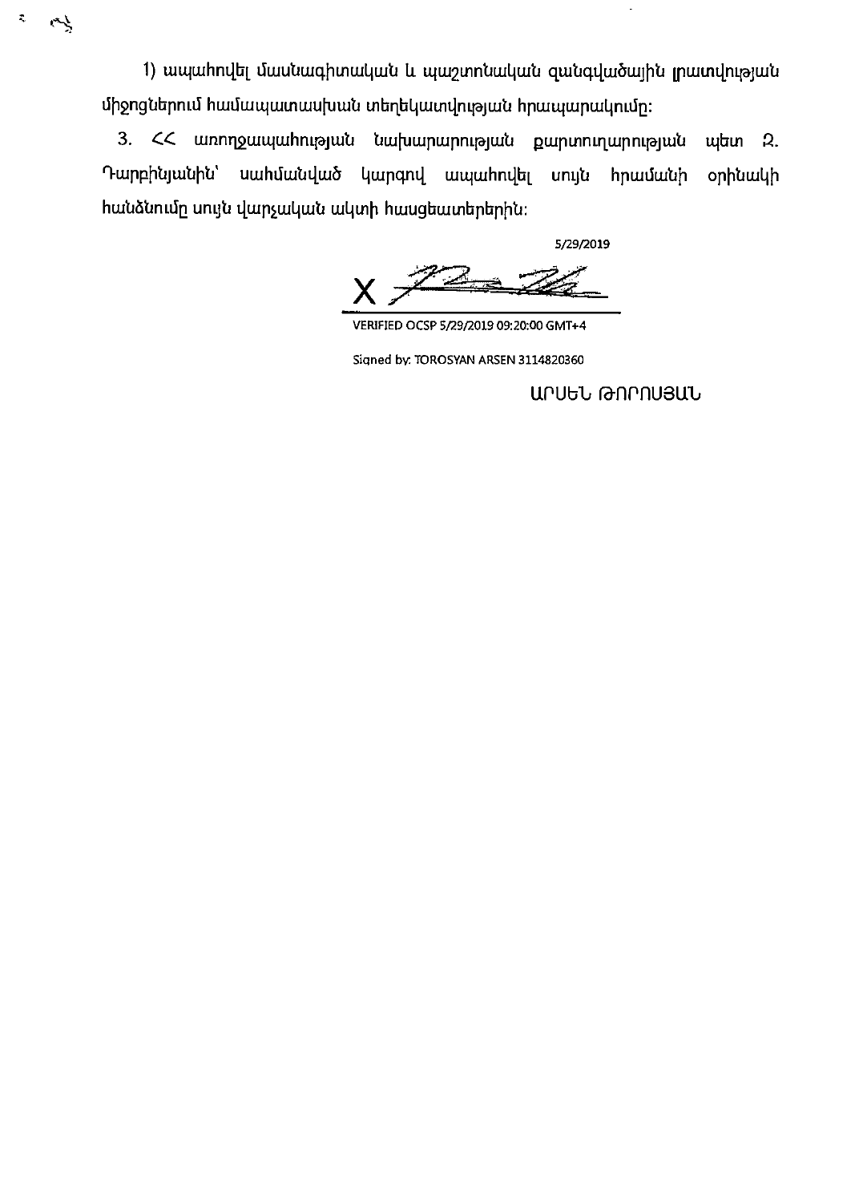1) ապահովել մասնագիտական և պաշտոնական զանգվածային լրատվության միջոցներում համապատասխան տեղեկատվության հրապարակումը:

3. ՀՀ առողջապահության նախարարության քարտուղարության պետ Զ. Դարբինյանին՝ սահմանված կարգով ապահովել սույն հրամանի օրինակի հանձնումը սույն վարչական ակտի հասցեատերերին:

5/29/2019

X

VERIFIED OCSP 5/29/2019 09:20:00 GMT+4

Signed by: TOROSYAN ARSEN 3114820360

ԱՐՍԵՆ ԹՈՐՈՍՅԱՆ